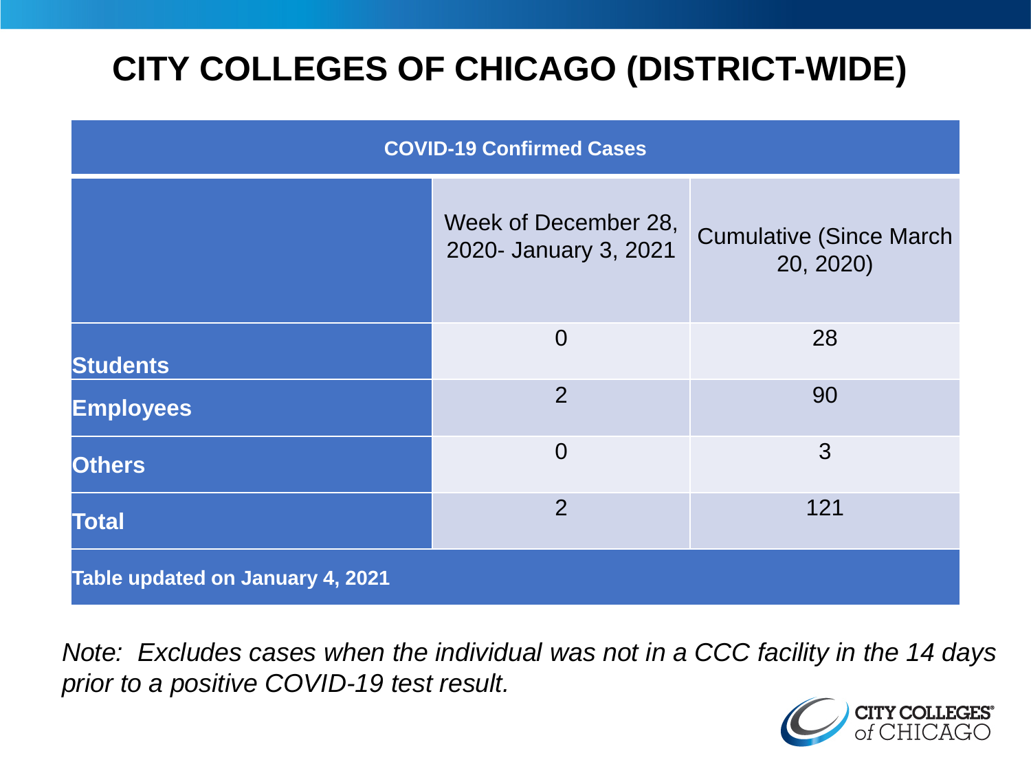# CITY COLLEGES OF CHICAGO (DISTRICT-WIDE)

| COVID-19 Confirmed Cases | | |
|---|---|---|
| | Week of December 28, 2020- January 3, 2021 | Cumulative (Since March 20, 2020) |
| **Students** | 0 | 28 |
| **Employees** | 2 | 90 |
| **Others** | 0 | 3 |
| **Total** | 2 | 121 |
| **Table updated on January 4, 2021** | | |

*Note: Excludes cases when the individual was not in a CCC facility in the 14 days prior to a positive COVID-19 test result.*

CITY COLLEGES of CHICAGO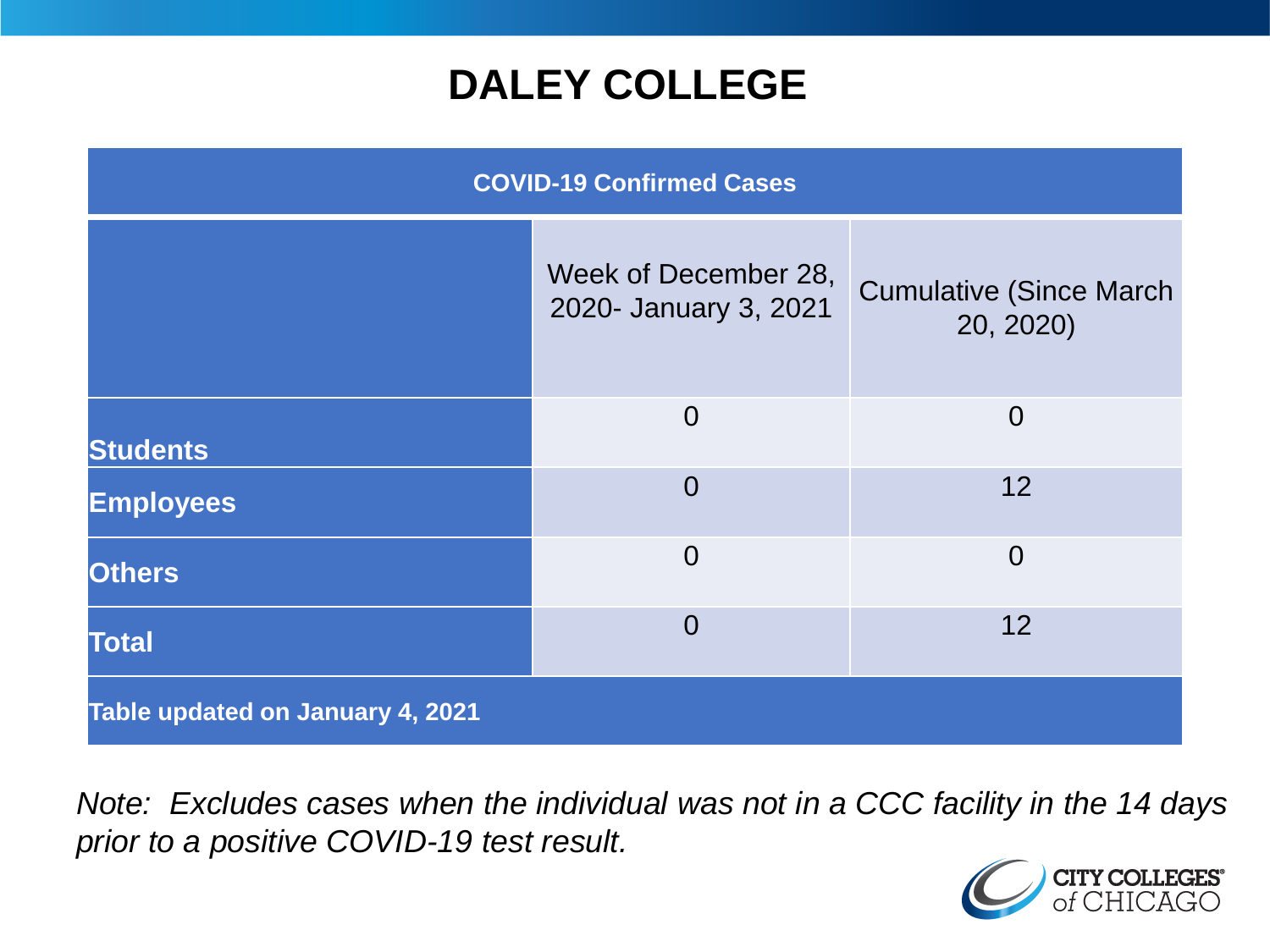# DALEY COLLEGE

| COVID-19 Confirmed Cases | | |
|---|---|---|
| | Week of December 28, 2020- January 3, 2021 | Cumulative (Since March 20, 2020) |
| **Students** | 0 | 0 |
| **Employees** | 0 | 12 |
| **Others** | 0 | 0 |
| **Total** | 0 | 12 |
| **Table updated on January 4, 2021** | | |

*Note: Excludes cases when the individual was not in a CCC facility in the 14 days prior to a positive COVID-19 test result.*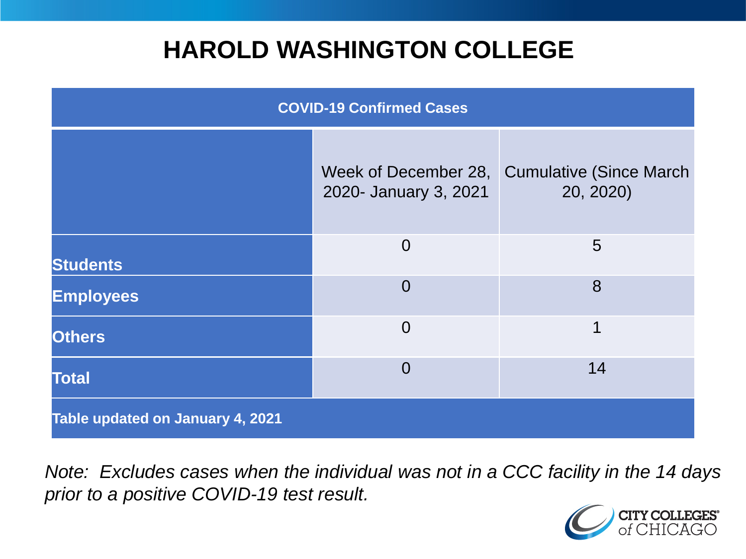# HAROLD WASHINGTON COLLEGE

| COVID-19 Confirmed Cases | | |
|---|---|---|
| | Week of December 28, 2020- January 3, 2021 | Cumulative (Since March 20, 2020) |
| **Students** | 0 | 5 |
| **Employees** | 0 | 8 |
| **Others** | 0 | 1 |
| **Total** | 0 | 14 |
| **Table updated on January 4, 2021** | | |

*Note: Excludes cases when the individual was not in a CCC facility in the 14 days prior to a positive COVID-19 test result.*

CITY COLLEGES of CHICAGO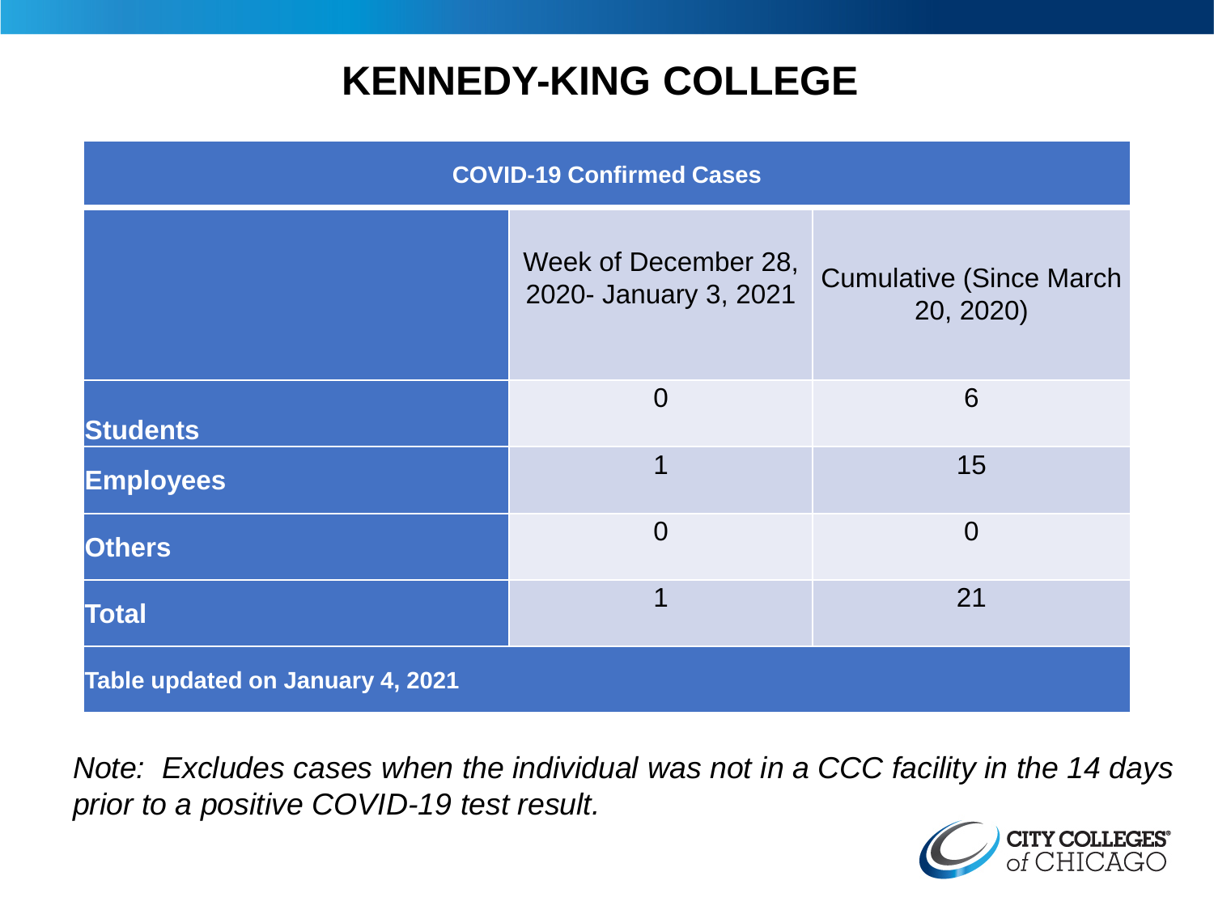# KENNEDY-KING COLLEGE

| COVID-19 Confirmed Cases | | |
|---|---|---|
| | Week of December 28, 2020- January 3, 2021 | Cumulative (Since March 20, 2020) |
| **Students** | 0 | 6 |
| **Employees** | 1 | 15 |
| **Others** | 0 | 0 |
| **Total** | 1 | 21 |
| **Table updated on January 4, 2021** | | |

*Note: Excludes cases when the individual was not in a CCC facility in the 14 days prior to a positive COVID-19 test result.*

CITY COLLEGES of CHICAGO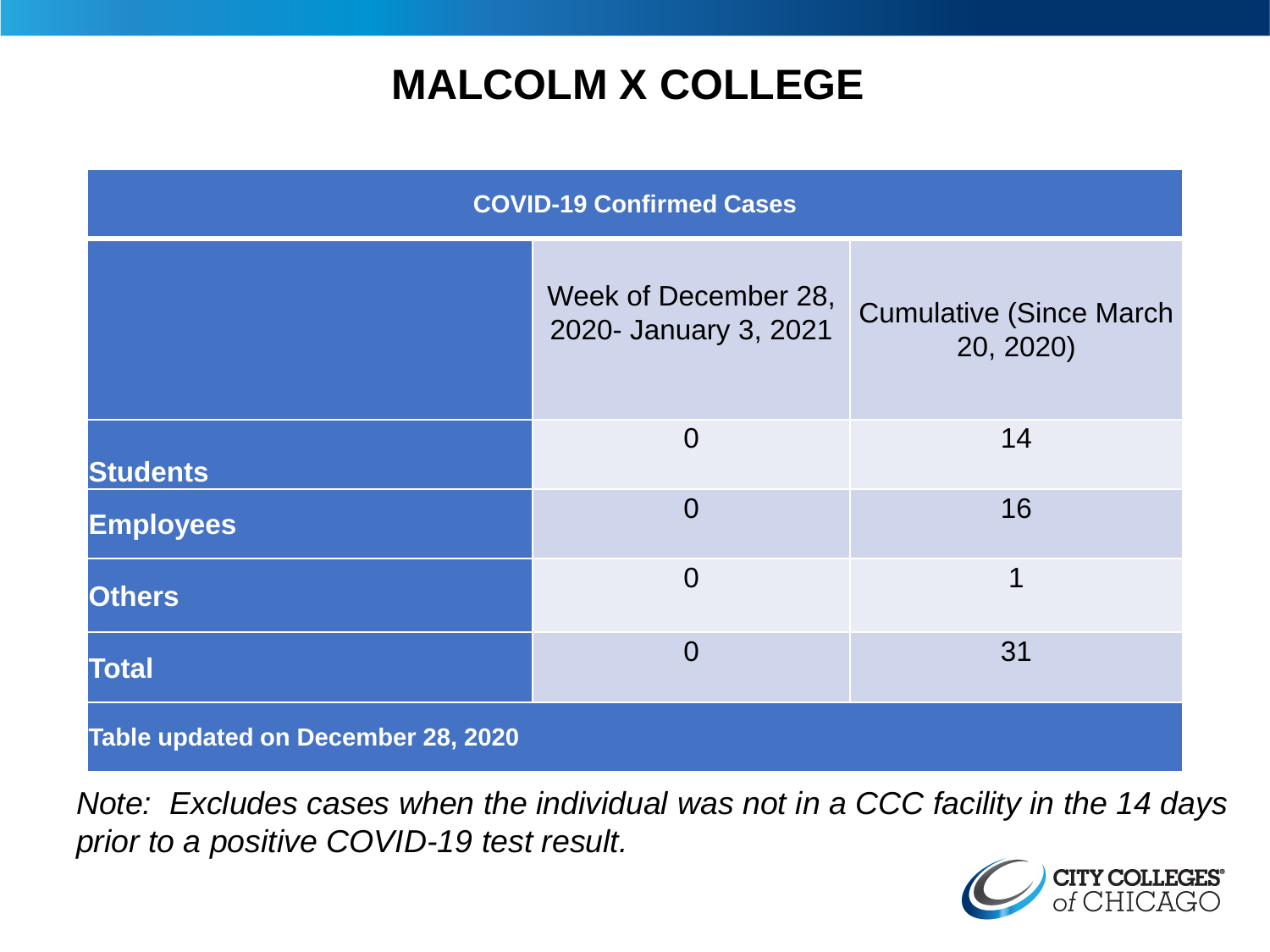# MALCOLM X COLLEGE

| COVID-19 Confirmed Cases | | |
|---|---|---|
| | Week of December 28, 2020- January 3, 2021 | Cumulative (Since March 20, 2020) |
| **Students** | 0 | 14 |
| **Employees** | 0 | 16 |
| **Others** | 0 | 1 |
| **Total** | 0 | 31 |
| **Table updated on December 28, 2020** | | |

*Note: Excludes cases when the individual was not in a CCC facility in the 14 days prior to a positive COVID-19 test result.*

CITY COLLEGES of CHICAGO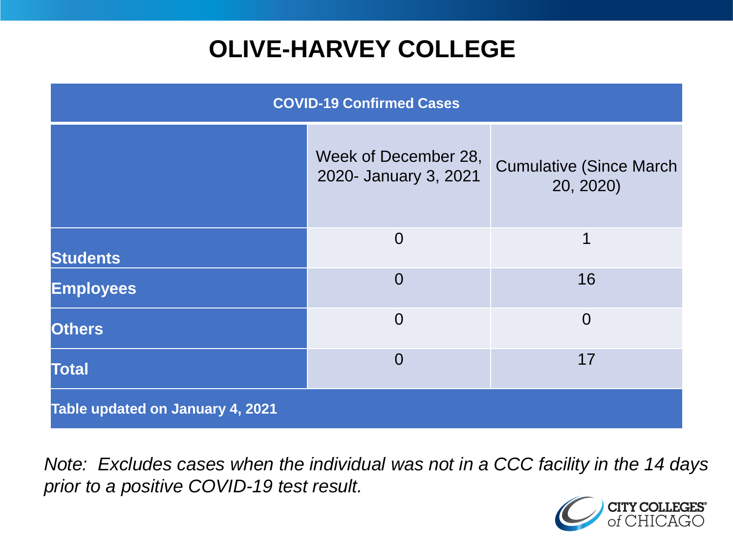# OLIVE-HARVEY COLLEGE

| COVID-19 Confirmed Cases | | |
|---|---|---|
| | Week of December 28, 2020- January 3, 2021 | Cumulative (Since March 20, 2020) |
| **Students** | 0 | 1 |
| **Employees** | 0 | 16 |
| **Others** | 0 | 0 |
| **Total** | 0 | 17 |
| **Table updated on January 4, 2021** | | |

*Note: Excludes cases when the individual was not in a CCC facility in the 14 days prior to a positive COVID-19 test result.*

CITY COLLEGES of CHICAGO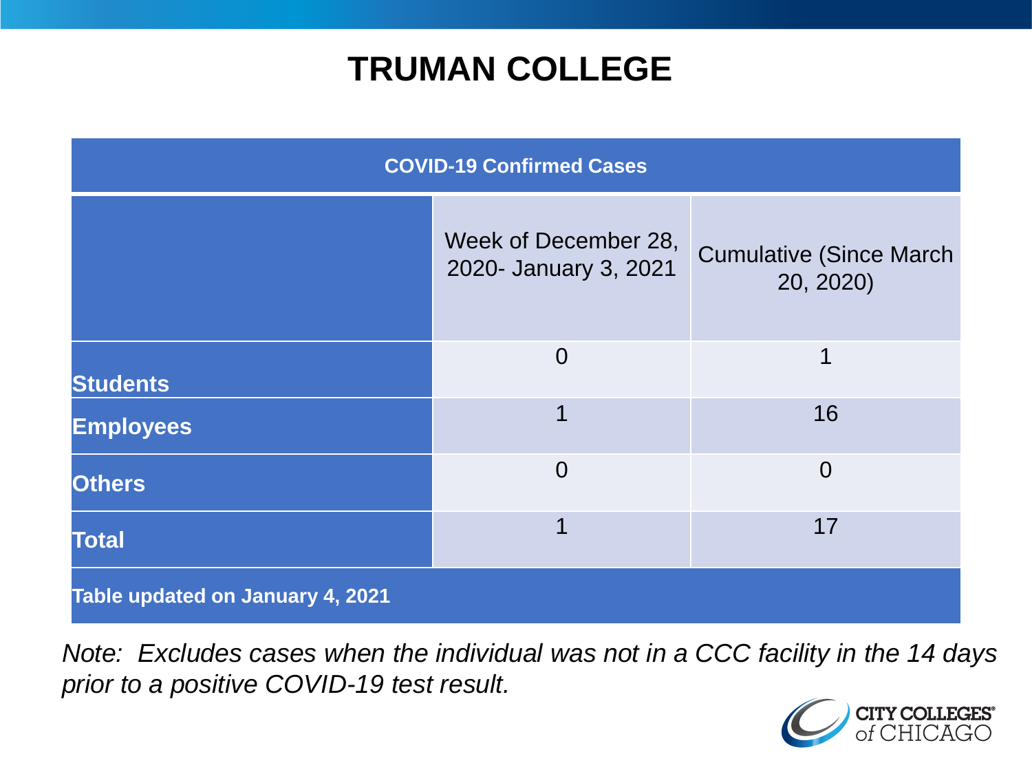# TRUMAN COLLEGE

| COVID-19 Confirmed Cases | | |
|---|---|---|
| | Week of December 28, 2020- January 3, 2021 | Cumulative (Since March 20, 2020) |
| **Students** | 0 | 1 |
| **Employees** | 1 | 16 |
| **Others** | 0 | 0 |
| **Total** | 1 | 17 |
| **Table updated on January 4, 2021** | | |

*Note: Excludes cases when the individual was not in a CCC facility in the 14 days prior to a positive COVID-19 test result.*

CITY COLLEGES of CHICAGO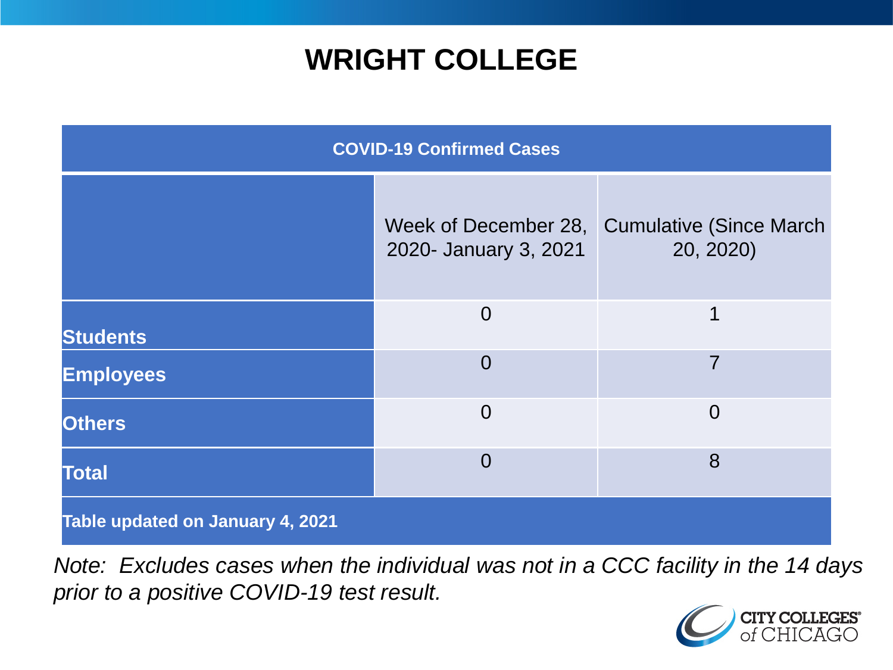# WRIGHT COLLEGE

| COVID-19 Confirmed Cases | | |
|---|---|---|
| | Week of December 28, 2020- January 3, 2021 | Cumulative (Since March 20, 2020) |
| **Students** | 0 | 1 |
| **Employees** | 0 | 7 |
| **Others** | 0 | 0 |
| **Total** | 0 | 8 |
| **Table updated on January 4, 2021** | | |

*Note: Excludes cases when the individual was not in a CCC facility in the 14 days prior to a positive COVID-19 test result.*

CITY COLLEGES of CHICAGO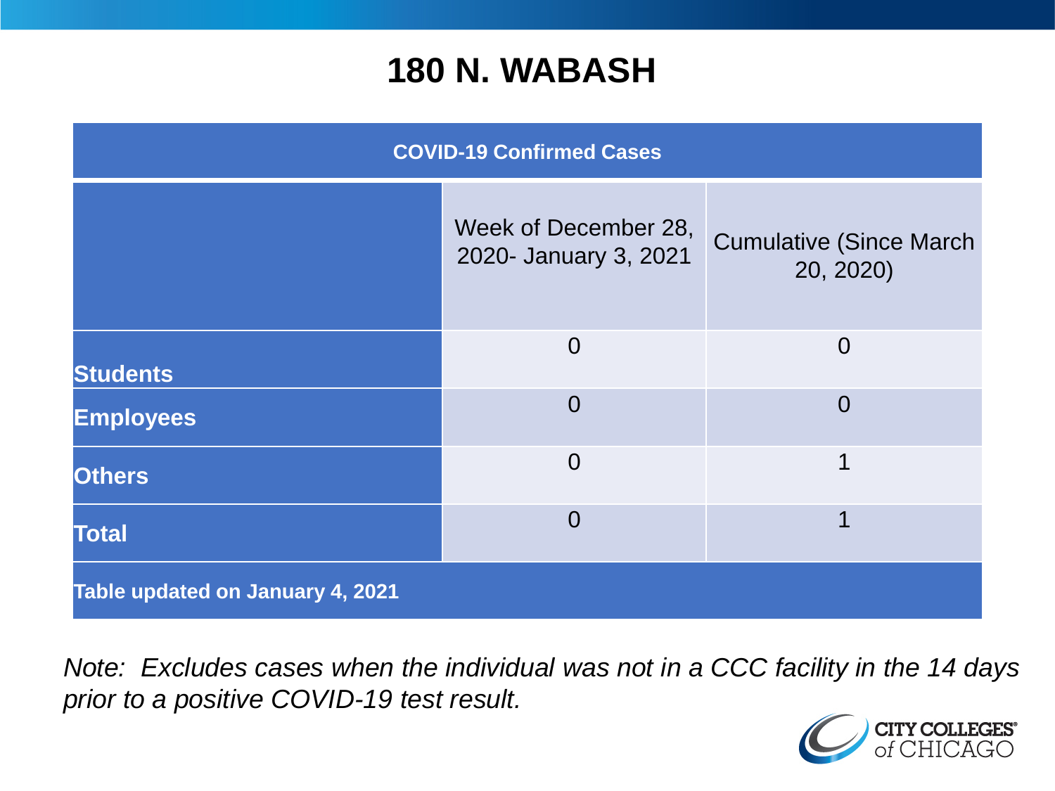# 180 N. WABASH

| COVID-19 Confirmed Cases | | |
|---|---|---|
| | Week of December 28, 2020- January 3, 2021 | Cumulative (Since March 20, 2020) |
| **Students** | 0 | 0 |
| **Employees** | 0 | 0 |
| **Others** | 0 | 1 |
| **Total** | 0 | 1 |
| **Table updated on January 4, 2021** | | |

*Note: Excludes cases when the individual was not in a CCC facility in the 14 days prior to a positive COVID-19 test result.*

CITY COLLEGES of CHICAGO